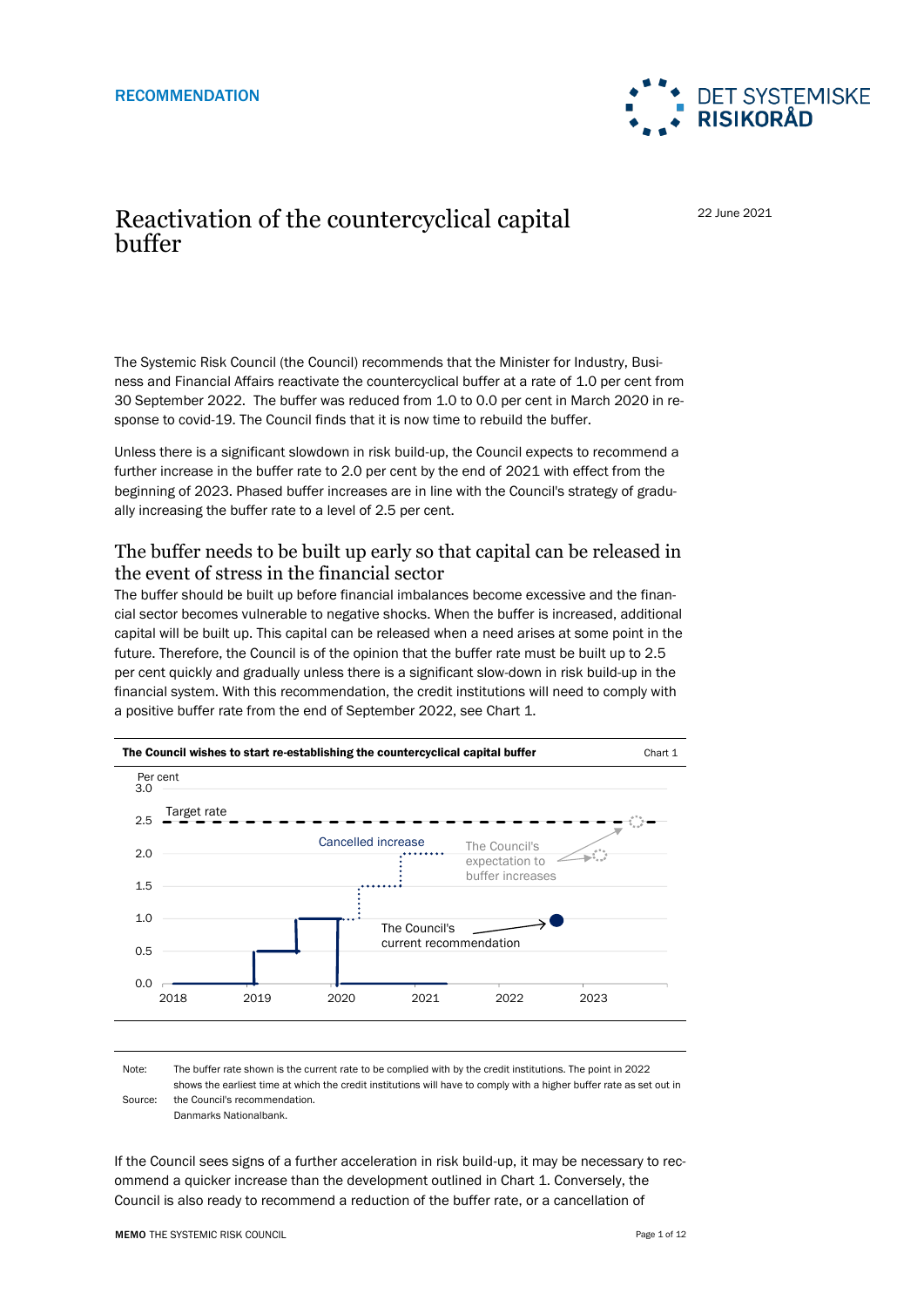RECOMMENDATION

DET SYSTEMISKE RISIKORÅD

22 June 2021

# Reactivation of the countercyclical capital buffer

The Systemic Risk Council (the Council) recommends that the Minister for Industry, Business and Financial Affairs reactivate the countercyclical buffer at a rate of 1.0 per cent from 30 September 2022. The buffer was reduced from 1.0 to 0.0 per cent in March 2020 in response to covid-19. The Council finds that it is now time to rebuild the buffer.

Unless there is a significant slowdown in risk build-up, the Council expects to recommend a further increase in the buffer rate to 2.0 per cent by the end of 2021 with effect from the beginning of 2023. Phased buffer increases are in line with the Council's strategy of gradually increasing the buffer rate to a level of 2.5 per cent.

## The buffer needs to be built up early so that capital can be released in the event of stress in the financial sector

The buffer should be built up before financial imbalances become excessive and the financial sector becomes vulnerable to negative shocks. When the buffer is increased, additional capital will be built up. This capital can be released when a need arises at some point in the future. Therefore, the Council is of the opinion that the buffer rate must be built up to 2.5 per cent quickly and gradually unless there is a significant slow-down in risk build-up in the financial system. With this recommendation, the credit institutions will need to comply with a positive buffer rate from the end of September 2022, see Chart 1.

**The Council wishes to start re-establishing the countercyclical capital buffer** Chart 1

Note: The buffer rate shown is the current rate to be complied with by the credit institutions. The point in 2022 shows the earliest time at which the credit institutions will have to comply with a higher buffer rate as set out in the Council's recommendation.

Source: Danmarks Nationalbank.

If the Council sees signs of a further acceleration in risk build-up, it may be necessary to recommend a quicker increase than the development outlined in Chart 1. Conversely, the Council is also ready to recommend a reduction of the buffer rate, or a cancellation of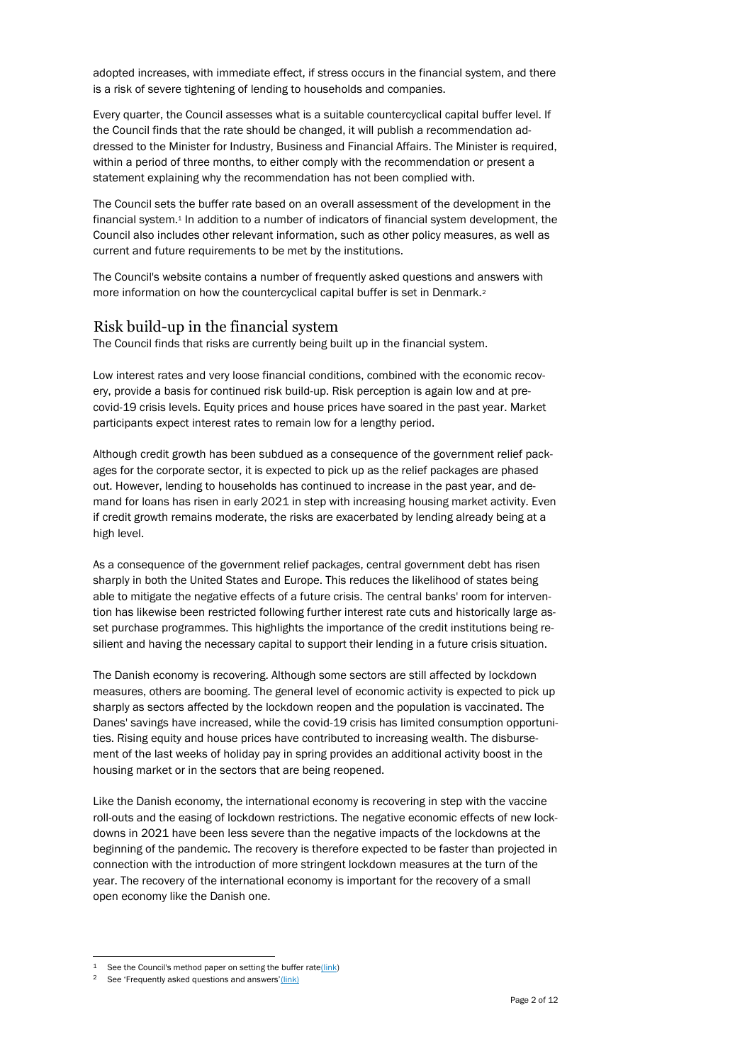adopted increases, with immediate effect, if stress occurs in the financial system, and there is a risk of severe tightening of lending to households and companies.

Every quarter, the Council assesses what is a suitable countercyclical capital buffer level. If the Council finds that the rate should be changed, it will publish a recommendation addressed to the Minister for Industry, Business and Financial Affairs. The Minister is required, within a period of three months, to either comply with the recommendation or present a statement explaining why the recommendation has not been complied with.

The Council sets the buffer rate based on an overall assessment of the development in the financial system.[1] In addition to a number of indicators of financial system development, the Council also includes other relevant information, such as other policy measures, as well as current and future requirements to be met by the institutions.

The Council's website contains a number of frequently asked questions and answers with more information on how the countercyclical capital buffer is set in Denmark.[2]

## Risk build-up in the financial system

The Council finds that risks are currently being built up in the financial system.

Low interest rates and very loose financial conditions, combined with the economic recovery, provide a basis for continued risk build-up. Risk perception is again low and at pre-covid-19 crisis levels. Equity prices and house prices have soared in the past year. Market participants expect interest rates to remain low for a lengthy period.

Although credit growth has been subdued as a consequence of the government relief packages for the corporate sector, it is expected to pick up as the relief packages are phased out. However, lending to households has continued to increase in the past year, and demand for loans has risen in early 2021 in step with increasing housing market activity. Even if credit growth remains moderate, the risks are exacerbated by lending already being at a high level.

As a consequence of the government relief packages, central government debt has risen sharply in both the United States and Europe. This reduces the likelihood of states being able to mitigate the negative effects of a future crisis. The central banks' room for intervention has likewise been restricted following further interest rate cuts and historically large asset purchase programmes. This highlights the importance of the credit institutions being resilient and having the necessary capital to support their lending in a future crisis situation.

The Danish economy is recovering. Although some sectors are still affected by lockdown measures, others are booming. The general level of economic activity is expected to pick up sharply as sectors affected by the lockdown reopen and the population is vaccinated. The Danes' savings have increased, while the covid-19 crisis has limited consumption opportunities. Rising equity and house prices have contributed to increasing wealth. The disbursement of the last weeks of holiday pay in spring provides an additional activity boost in the housing market or in the sectors that are being reopened.

Like the Danish economy, the international economy is recovering in step with the vaccine roll-outs and the easing of lockdown restrictions. The negative economic effects of new lockdowns in 2021 have been less severe than the negative impacts of the lockdowns at the beginning of the pandemic. The recovery is therefore expected to be faster than projected in connection with the introduction of more stringent lockdown measures at the turn of the year. The recovery of the international economy is important for the recovery of a small open economy like the Danish one.

---

[1] See the Council's method paper on setting the buffer rate (link)

[2] See 'Frequently asked questions and answers' (link)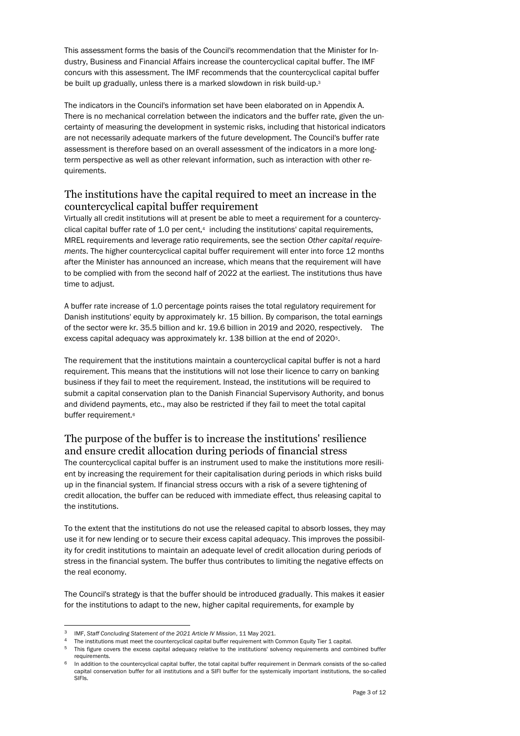This assessment forms the basis of the Council's recommendation that the Minister for Industry, Business and Financial Affairs increase the countercyclical capital buffer. The IMF concurs with this assessment. The IMF recommends that the countercyclical capital buffer be built up gradually, unless there is a marked slowdown in risk build-up.[3]

The indicators in the Council's information set have been elaborated on in Appendix A. There is no mechanical correlation between the indicators and the buffer rate, given the uncertainty of measuring the development in systemic risks, including that historical indicators are not necessarily adequate markers of the future development. The Council's buffer rate assessment is therefore based on an overall assessment of the indicators in a more long-term perspective as well as other relevant information, such as interaction with other requirements.

## The institutions have the capital required to meet an increase in the countercyclical capital buffer requirement

Virtually all credit institutions will at present be able to meet a requirement for a countercyclical capital buffer rate of 1.0 per cent,[4] including the institutions' capital requirements, MREL requirements and leverage ratio requirements, see the section *Other capital requirements*. The higher countercyclical capital buffer requirement will enter into force 12 months after the Minister has announced an increase, which means that the requirement will have to be complied with from the second half of 2022 at the earliest. The institutions thus have time to adjust.

A buffer rate increase of 1.0 percentage points raises the total regulatory requirement for Danish institutions' equity by approximately kr. 15 billion. By comparison, the total earnings of the sector were kr. 35.5 billion and kr. 19.6 billion in 2019 and 2020, respectively. The excess capital adequacy was approximately kr. 138 billion at the end of 2020[5].

The requirement that the institutions maintain a countercyclical capital buffer is not a hard requirement. This means that the institutions will not lose their licence to carry on banking business if they fail to meet the requirement. Instead, the institutions will be required to submit a capital conservation plan to the Danish Financial Supervisory Authority, and bonus and dividend payments, etc., may also be restricted if they fail to meet the total capital buffer requirement.[6]

## The purpose of the buffer is to increase the institutions' resilience and ensure credit allocation during periods of financial stress

The countercyclical capital buffer is an instrument used to make the institutions more resilient by increasing the requirement for their capitalisation during periods in which risks build up in the financial system. If financial stress occurs with a risk of a severe tightening of credit allocation, the buffer can be reduced with immediate effect, thus releasing capital to the institutions.

To the extent that the institutions do not use the released capital to absorb losses, they may use it for new lending or to secure their excess capital adequacy. This improves the possibility for credit institutions to maintain an adequate level of credit allocation during periods of stress in the financial system. The buffer thus contributes to limiting the negative effects on the real economy.

The Council's strategy is that the buffer should be introduced gradually. This makes it easier for the institutions to adapt to the new, higher capital requirements, for example by

---

[3] IMF, *Staff Concluding Statement of the 2021 Article IV Mission*, 11 May 2021.

[4] The institutions must meet the countercyclical capital buffer requirement with Common Equity Tier 1 capital.

[5] This figure covers the excess capital adequacy relative to the institutions' solvency requirements and combined buffer requirements.

[6] In addition to the countercyclical capital buffer, the total capital buffer requirement in Denmark consists of the so-called capital conservation buffer for all institutions and a SIFI buffer for the systemically important institutions, the so-called SIFIs.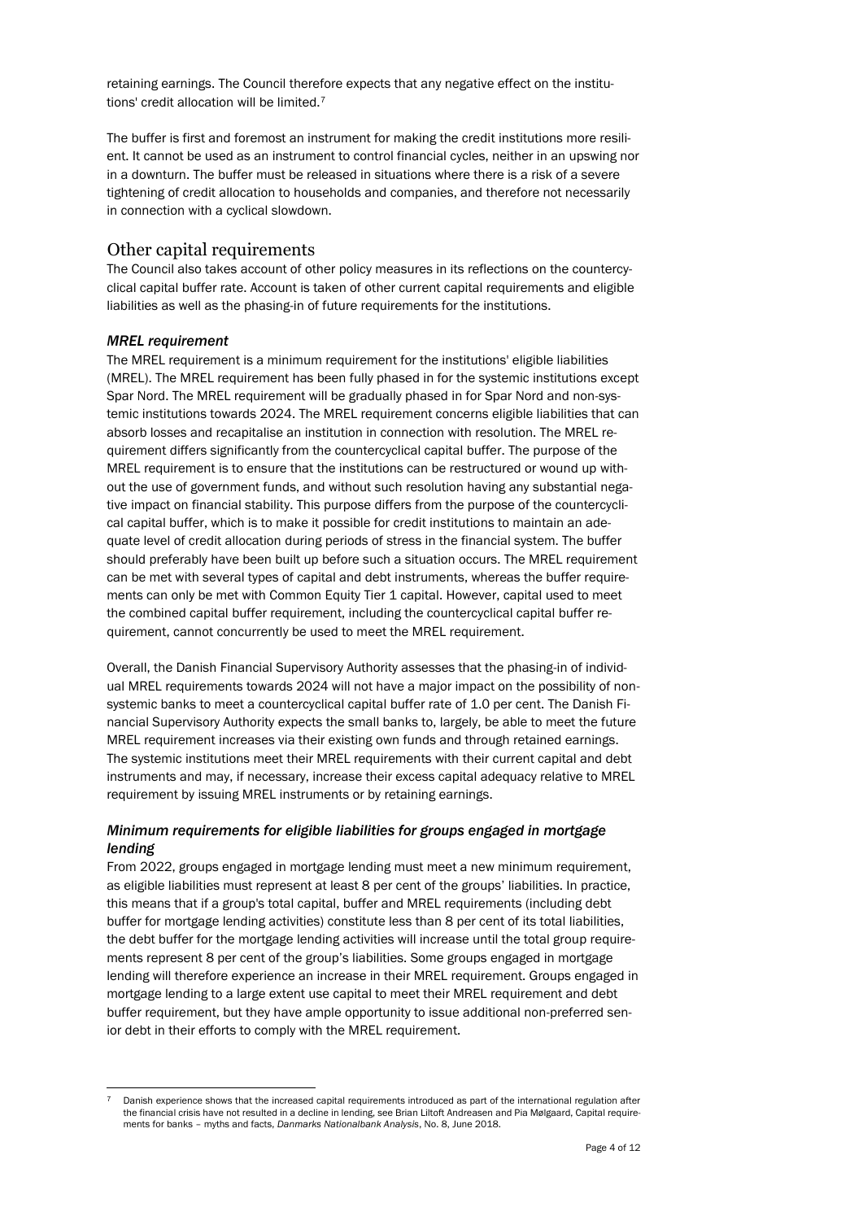retaining earnings. The Council therefore expects that any negative effect on the institutions' credit allocation will be limited.[7]

The buffer is first and foremost an instrument for making the credit institutions more resilient. It cannot be used as an instrument to control financial cycles, neither in an upswing nor in a downturn. The buffer must be released in situations where there is a risk of a severe tightening of credit allocation to households and companies, and therefore not necessarily in connection with a cyclical slowdown.

## Other capital requirements

The Council also takes account of other policy measures in its reflections on the countercyclical capital buffer rate. Account is taken of other current capital requirements and eligible liabilities as well as the phasing-in of future requirements for the institutions.

### *MREL requirement*

The MREL requirement is a minimum requirement for the institutions' eligible liabilities (MREL). The MREL requirement has been fully phased in for the systemic institutions except Spar Nord. The MREL requirement will be gradually phased in for Spar Nord and non-systemic institutions towards 2024. The MREL requirement concerns eligible liabilities that can absorb losses and recapitalise an institution in connection with resolution. The MREL requirement differs significantly from the countercyclical capital buffer. The purpose of the MREL requirement is to ensure that the institutions can be restructured or wound up without the use of government funds, and without such resolution having any substantial negative impact on financial stability. This purpose differs from the purpose of the countercyclical capital buffer, which is to make it possible for credit institutions to maintain an adequate level of credit allocation during periods of stress in the financial system. The buffer should preferably have been built up before such a situation occurs. The MREL requirement can be met with several types of capital and debt instruments, whereas the buffer requirements can only be met with Common Equity Tier 1 capital. However, capital used to meet the combined capital buffer requirement, including the countercyclical capital buffer requirement, cannot concurrently be used to meet the MREL requirement.

Overall, the Danish Financial Supervisory Authority assesses that the phasing-in of individual MREL requirements towards 2024 will not have a major impact on the possibility of non-systemic banks to meet a countercyclical capital buffer rate of 1.0 per cent. The Danish Financial Supervisory Authority expects the small banks to, largely, be able to meet the future MREL requirement increases via their existing own funds and through retained earnings. The systemic institutions meet their MREL requirements with their current capital and debt instruments and may, if necessary, increase their excess capital adequacy relative to MREL requirement by issuing MREL instruments or by retaining earnings.

### *Minimum requirements for eligible liabilities for groups engaged in mortgage lending*

From 2022, groups engaged in mortgage lending must meet a new minimum requirement, as eligible liabilities must represent at least 8 per cent of the groups' liabilities. In practice, this means that if a group's total capital, buffer and MREL requirements (including debt buffer for mortgage lending activities) constitute less than 8 per cent of its total liabilities, the debt buffer for the mortgage lending activities will increase until the total group requirements represent 8 per cent of the group's liabilities. Some groups engaged in mortgage lending will therefore experience an increase in their MREL requirement. Groups engaged in mortgage lending to a large extent use capital to meet their MREL requirement and debt buffer requirement, but they have ample opportunity to issue additional non-preferred senior debt in their efforts to comply with the MREL requirement.

[7] Danish experience shows that the increased capital requirements introduced as part of the international regulation after the financial crisis have not resulted in a decline in lending, see Brian Liltoft Andreasen and Pia Mølgaard, Capital requirements for banks – myths and facts, *Danmarks Nationalbank Analysis*, No. 8, June 2018.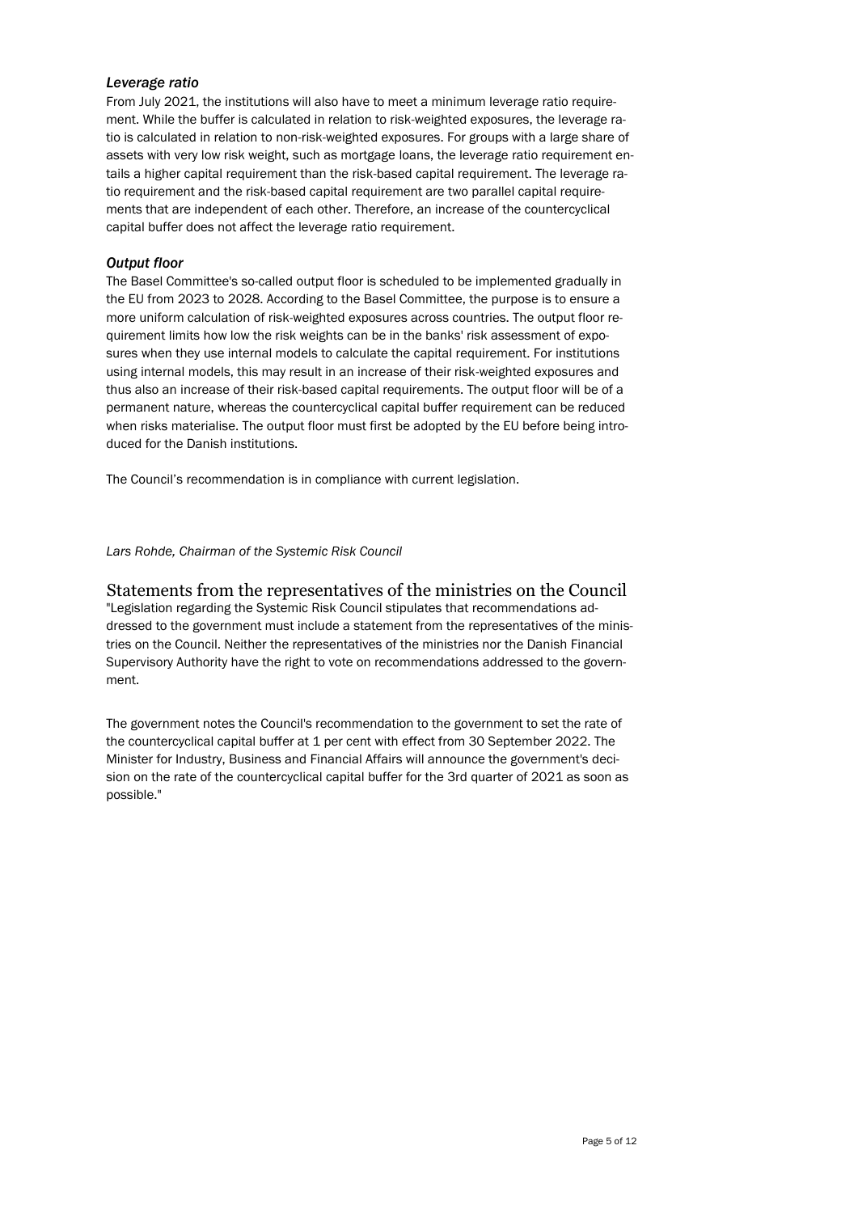### *Leverage ratio*

From July 2021, the institutions will also have to meet a minimum leverage ratio requirement. While the buffer is calculated in relation to risk-weighted exposures, the leverage ratio is calculated in relation to non-risk-weighted exposures. For groups with a large share of assets with very low risk weight, such as mortgage loans, the leverage ratio requirement entails a higher capital requirement than the risk-based capital requirement. The leverage ratio requirement and the risk-based capital requirement are two parallel capital requirements that are independent of each other. Therefore, an increase of the countercyclical capital buffer does not affect the leverage ratio requirement.

### *Output floor*

The Basel Committee's so-called output floor is scheduled to be implemented gradually in the EU from 2023 to 2028. According to the Basel Committee, the purpose is to ensure a more uniform calculation of risk-weighted exposures across countries. The output floor requirement limits how low the risk weights can be in the banks' risk assessment of exposures when they use internal models to calculate the capital requirement. For institutions using internal models, this may result in an increase of their risk-weighted exposures and thus also an increase of their risk-based capital requirements. The output floor will be of a permanent nature, whereas the countercyclical capital buffer requirement can be reduced when risks materialise. The output floor must first be adopted by the EU before being introduced for the Danish institutions.

The Council's recommendation is in compliance with current legislation.

*Lars Rohde, Chairman of the Systemic Risk Council*

## Statements from the representatives of the ministries on the Council

"Legislation regarding the Systemic Risk Council stipulates that recommendations addressed to the government must include a statement from the representatives of the ministries on the Council. Neither the representatives of the ministries nor the Danish Financial Supervisory Authority have the right to vote on recommendations addressed to the government.

The government notes the Council's recommendation to the government to set the rate of the countercyclical capital buffer at 1 per cent with effect from 30 September 2022. The Minister for Industry, Business and Financial Affairs will announce the government's decision on the rate of the countercyclical capital buffer for the 3rd quarter of 2021 as soon as possible."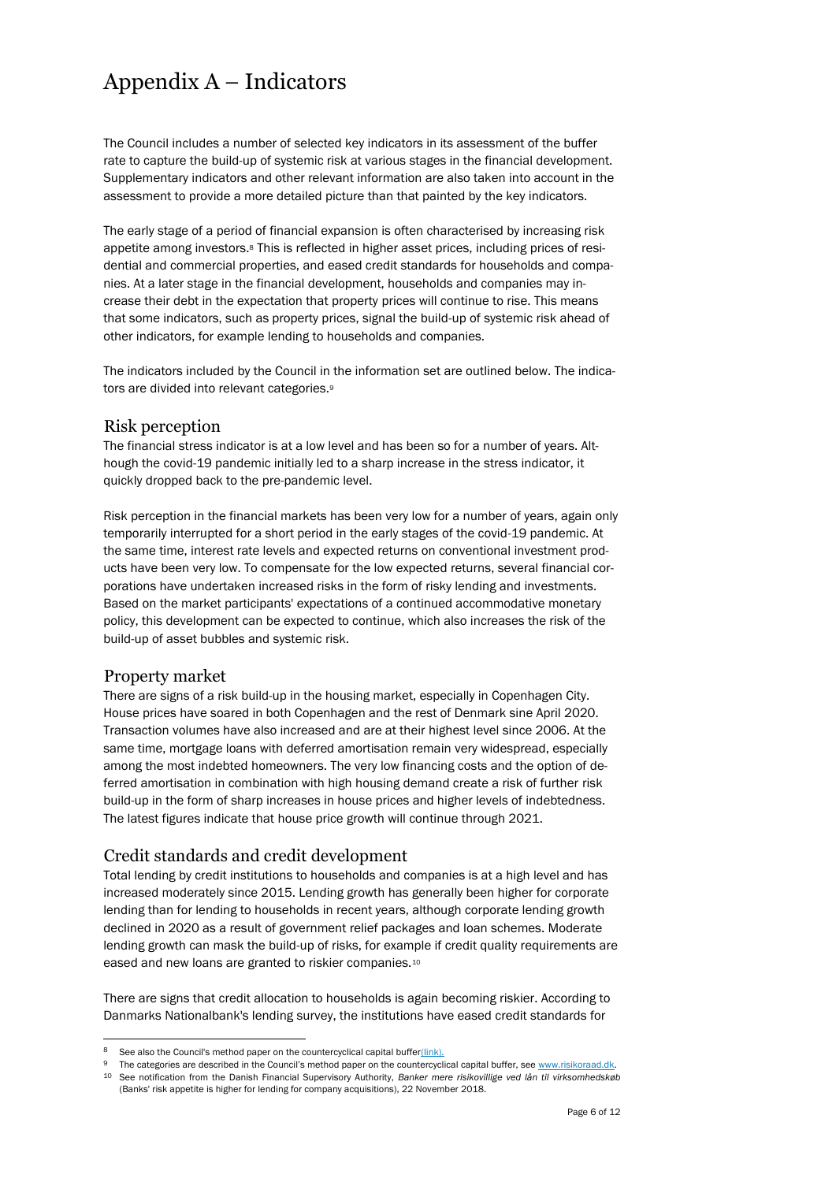# Appendix A – Indicators

The Council includes a number of selected key indicators in its assessment of the buffer rate to capture the build-up of systemic risk at various stages in the financial development. Supplementary indicators and other relevant information are also taken into account in the assessment to provide a more detailed picture than that painted by the key indicators.

The early stage of a period of financial expansion is often characterised by increasing risk appetite among investors.[8] This is reflected in higher asset prices, including prices of residential and commercial properties, and eased credit standards for households and companies. At a later stage in the financial development, households and companies may increase their debt in the expectation that property prices will continue to rise. This means that some indicators, such as property prices, signal the build-up of systemic risk ahead of other indicators, for example lending to households and companies.

The indicators included by the Council in the information set are outlined below. The indicators are divided into relevant categories.[9]

## Risk perception

The financial stress indicator is at a low level and has been so for a number of years. Although the covid-19 pandemic initially led to a sharp increase in the stress indicator, it quickly dropped back to the pre-pandemic level.

Risk perception in the financial markets has been very low for a number of years, again only temporarily interrupted for a short period in the early stages of the covid-19 pandemic. At the same time, interest rate levels and expected returns on conventional investment products have been very low. To compensate for the low expected returns, several financial corporations have undertaken increased risks in the form of risky lending and investments. Based on the market participants' expectations of a continued accommodative monetary policy, this development can be expected to continue, which also increases the risk of the build-up of asset bubbles and systemic risk.

## Property market

There are signs of a risk build-up in the housing market, especially in Copenhagen City. House prices have soared in both Copenhagen and the rest of Denmark sine April 2020. Transaction volumes have also increased and are at their highest level since 2006. At the same time, mortgage loans with deferred amortisation remain very widespread, especially among the most indebted homeowners. The very low financing costs and the option of deferred amortisation in combination with high housing demand create a risk of further risk build-up in the form of sharp increases in house prices and higher levels of indebtedness. The latest figures indicate that house price growth will continue through 2021.

## Credit standards and credit development

Total lending by credit institutions to households and companies is at a high level and has increased moderately since 2015. Lending growth has generally been higher for corporate lending than for lending to households in recent years, although corporate lending growth declined in 2020 as a result of government relief packages and loan schemes. Moderate lending growth can mask the build-up of risks, for example if credit quality requirements are eased and new loans are granted to riskier companies.[10]

There are signs that credit allocation to households is again becoming riskier. According to Danmarks Nationalbank's lending survey, the institutions have eased credit standards for

---

[8] See also the Council's method paper on the countercyclical capital buffer(link).

[9] The categories are described in the Council's method paper on the countercyclical capital buffer, see www.risikoraad.dk.

[10] See notification from the Danish Financial Supervisory Authority, *Banker mere risikovillige ved lån til virksomhedskøb* (Banks' risk appetite is higher for lending for company acquisitions), 22 November 2018.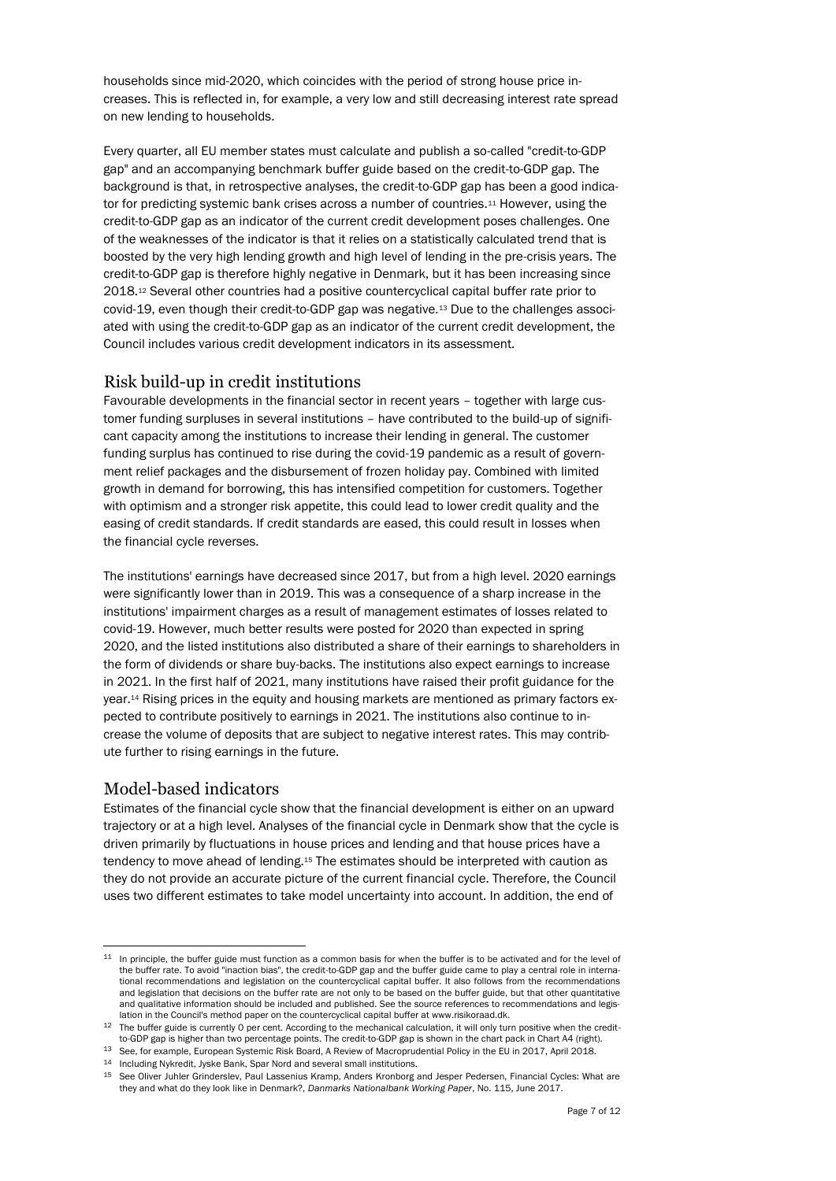households since mid-2020, which coincides with the period of strong house price increases. This is reflected in, for example, a very low and still decreasing interest rate spread on new lending to households.

Every quarter, all EU member states must calculate and publish a so-called "credit-to-GDP gap" and an accompanying benchmark buffer guide based on the credit-to-GDP gap. The background is that, in retrospective analyses, the credit-to-GDP gap has been a good indicator for predicting systemic bank crises across a number of countries.[11] However, using the credit-to-GDP gap as an indicator of the current credit development poses challenges. One of the weaknesses of the indicator is that it relies on a statistically calculated trend that is boosted by the very high lending growth and high level of lending in the pre-crisis years. The credit-to-GDP gap is therefore highly negative in Denmark, but it has been increasing since 2018.[12] Several other countries had a positive countercyclical capital buffer rate prior to covid-19, even though their credit-to-GDP gap was negative.[13] Due to the challenges associated with using the credit-to-GDP gap as an indicator of the current credit development, the Council includes various credit development indicators in its assessment.

## Risk build-up in credit institutions

Favourable developments in the financial sector in recent years – together with large customer funding surpluses in several institutions – have contributed to the build-up of significant capacity among the institutions to increase their lending in general. The customer funding surplus has continued to rise during the covid-19 pandemic as a result of government relief packages and the disbursement of frozen holiday pay. Combined with limited growth in demand for borrowing, this has intensified competition for customers. Together with optimism and a stronger risk appetite, this could lead to lower credit quality and the easing of credit standards. If credit standards are eased, this could result in losses when the financial cycle reverses.

The institutions' earnings have decreased since 2017, but from a high level. 2020 earnings were significantly lower than in 2019. This was a consequence of a sharp increase in the institutions' impairment charges as a result of management estimates of losses related to covid-19. However, much better results were posted for 2020 than expected in spring 2020, and the listed institutions also distributed a share of their earnings to shareholders in the form of dividends or share buy-backs. The institutions also expect earnings to increase in 2021. In the first half of 2021, many institutions have raised their profit guidance for the year.[14] Rising prices in the equity and housing markets are mentioned as primary factors expected to contribute positively to earnings in 2021. The institutions also continue to increase the volume of deposits that are subject to negative interest rates. This may contribute further to rising earnings in the future.

## Model-based indicators

Estimates of the financial cycle show that the financial development is either on an upward trajectory or at a high level. Analyses of the financial cycle in Denmark show that the cycle is driven primarily by fluctuations in house prices and lending and that house prices have a tendency to move ahead of lending.[15] The estimates should be interpreted with caution as they do not provide an accurate picture of the current financial cycle. Therefore, the Council uses two different estimates to take model uncertainty into account. In addition, the end of

---

[11] In principle, the buffer guide must function as a common basis for when the buffer is to be activated and for the level of the buffer rate. To avoid "inaction bias", the credit-to-GDP gap and the buffer guide came to play a central role in international recommendations and legislation on the countercyclical capital buffer. It also follows from the recommendations and legislation that decisions on the buffer rate are not only to be based on the buffer guide, but that other quantitative and qualitative information should be included and published. See the source references to recommendations and legislation in the Council's method paper on the countercyclical capital buffer at www.risikoraad.dk.

[12] The buffer guide is currently 0 per cent. According to the mechanical calculation, it will only turn positive when the credit-to-GDP gap is higher than two percentage points. The credit-to-GDP gap is shown in the chart pack in Chart A4 (right).

[13] See, for example, European Systemic Risk Board, A Review of Macroprudential Policy in the EU in 2017, April 2018.

[14] Including Nykredit, Jyske Bank, Spar Nord and several small institutions.

[15] See Oliver Juhler Grinderslev, Paul Lassenius Kramp, Anders Kronborg and Jesper Pedersen, Financial Cycles: What are they and what do they look like in Denmark?, *Danmarks Nationalbank Working Paper*, No. 115, June 2017.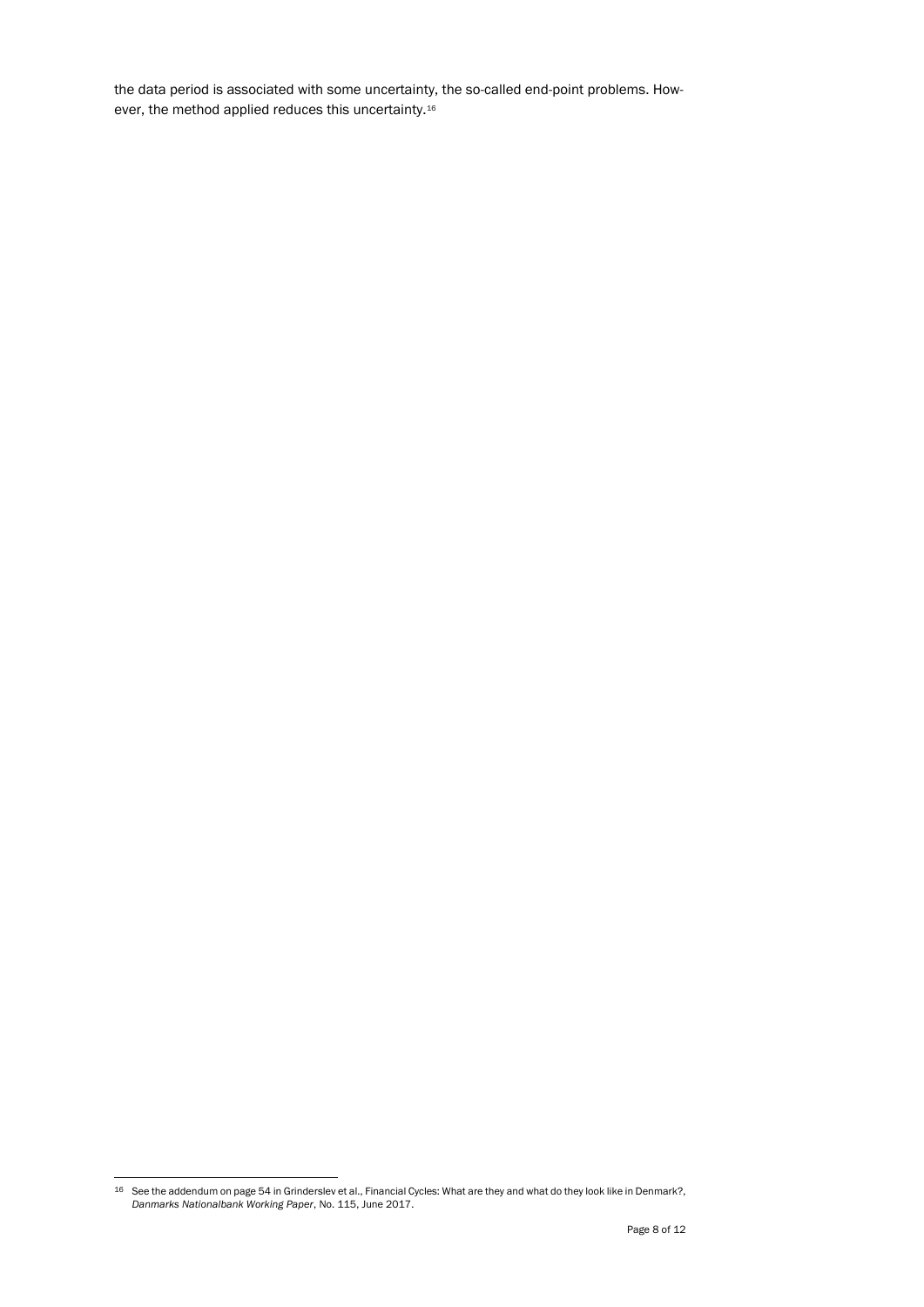the data period is associated with some uncertainty, the so-called end-point problems. However, the method applied reduces this uncertainty.[16]

---

[16] See the addendum on page 54 in Grinderslev et al., Financial Cycles: What are they and what do they look like in Denmark?, *Danmarks Nationalbank Working Paper*, No. 115, June 2017.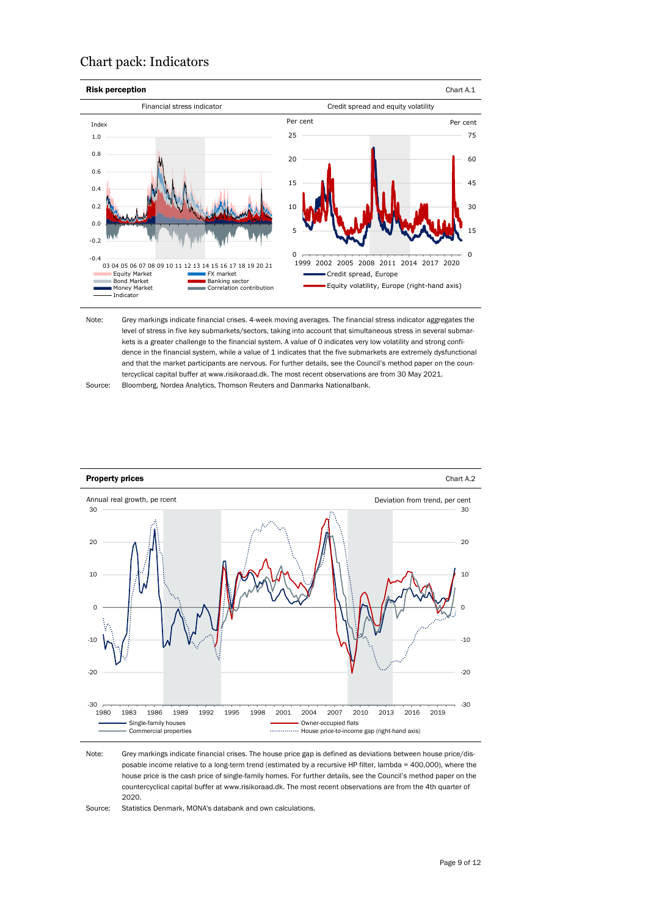# Chart pack: Indicators

**Risk perception** — Chart A.1

Financial stress indicator | Credit spread and equity volatility

Note: Grey markings indicate financial crises. 4-week moving averages. The financial stress indicator aggregates the level of stress in five key submarkets/sectors, taking into account that simultaneous stress in several submarkets is a greater challenge to the financial system. A value of 0 indicates very low volatility and strong confidence in the financial system, while a value of 1 indicates that the five submarkets are extremely dysfunctional and that the market participants are nervous. For further details, see the Council's method paper on the countercyclical capital buffer at www.risikoraad.dk. The most recent observations are from 30 May 2021.

Source: Bloomberg, Nordea Analytics, Thomson Reuters and Danmarks Nationalbank.

**Property prices** — Chart A.2

Note: Grey markings indicate financial crises. The house price gap is defined as deviations between house price/disposable income relative to a long-term trend (estimated by a recursive HP filter, lambda = 400,000), where the house price is the cash price of single-family homes. For further details, see the Council's method paper on the countercyclical capital buffer at www.risikoraad.dk. The most recent observations are from the 4th quarter of 2020.

Source: Statistics Denmark, MONA's databank and own calculations.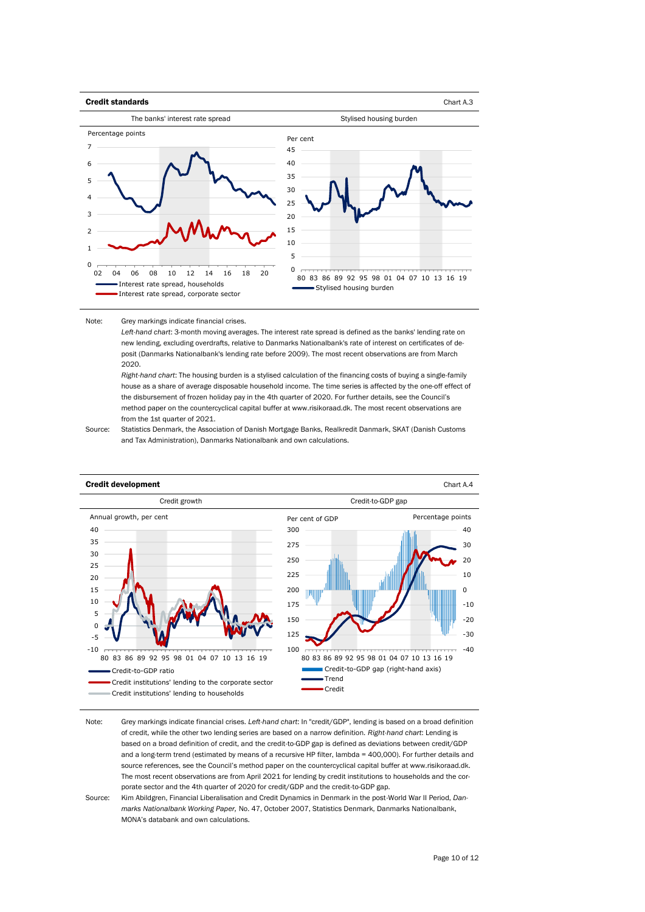**Credit standards** Chart A.3

The banks' interest rate spread | Stylised housing burden

Percentage points

- Interest rate spread, households
- Interest rate spread, corporate sector

Per cent

- Stylised housing burden

Note: Grey markings indicate financial crises.
*Left-hand chart*: 3-month moving averages. The interest rate spread is defined as the banks' lending rate on new lending, excluding overdrafts, relative to Danmarks Nationalbank's rate of interest on certificates of deposit (Danmarks Nationalbank's lending rate before 2009). The most recent observations are from March 2020.
*Right-hand chart*: The housing burden is a stylised calculation of the financing costs of buying a single-family house as a share of average disposable household income. The time series is affected by the one-off effect of the disbursement of frozen holiday pay in the 4th quarter of 2020. For further details, see the Council's method paper on the countercyclical capital buffer at www.risikoraad.dk. The most recent observations are from the 1st quarter of 2021.

Source: Statistics Denmark, the Association of Danish Mortgage Banks, Realkredit Danmark, SKAT (Danish Customs and Tax Administration), Danmarks Nationalbank and own calculations.

**Credit development** Chart A.4

Credit growth | Credit-to-GDP gap

Annual growth, per cent

- Credit-to-GDP ratio
- Credit institutions' lending to the corporate sector
- Credit institutions' lending to households

Per cent of GDP | Percentage points

- Credit-to-GDP gap (right-hand axis)
- Trend
- Credit

Note: Grey markings indicate financial crises. *Left-hand chart*: In "credit/GDP", lending is based on a broad definition of credit, while the other two lending series are based on a narrow definition. *Right-hand chart*: Lending is based on a broad definition of credit, and the credit-to-GDP gap is defined as deviations between credit/GDP and a long-term trend (estimated by means of a recursive HP filter, lambda = 400,000). For further details and source references, see the Council's method paper on the countercyclical capital buffer at www.risikoraad.dk. The most recent observations are from April 2021 for lending by credit institutions to households and the corporate sector and the 4th quarter of 2020 for credit/GDP and the credit-to-GDP gap.

Source: Kim Abildgren, Financial Liberalisation and Credit Dynamics in Denmark in the post-World War II Period, *Danmarks Nationalbank Working Paper*, No. 47, October 2007, Statistics Denmark, Danmarks Nationalbank, MONA's databank and own calculations.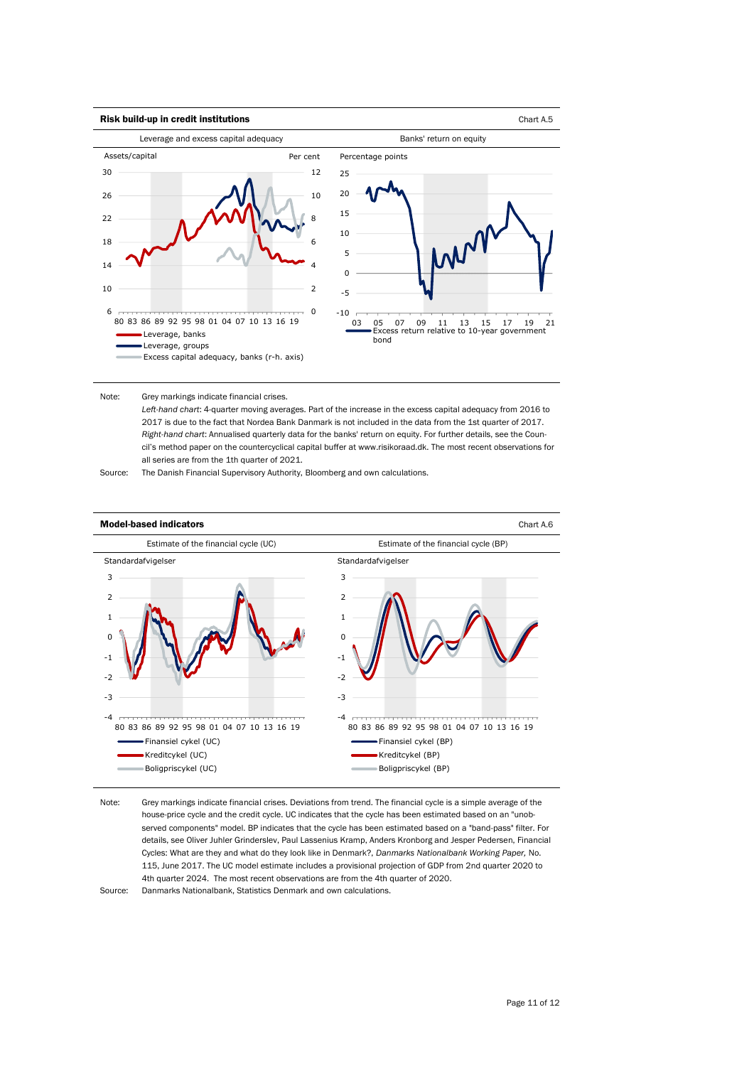**Risk build-up in credit institutions** Chart A.5

Leverage and excess capital adequacy | Banks' return on equity

Assets/capital | Per cent | Percentage points

Leverage, banks
Leverage, groups
Excess capital adequacy, banks (r-h. axis)

Excess return relative to 10-year government bond

Note: Grey markings indicate financial crises.
*Left-hand chart*: 4-quarter moving averages. Part of the increase in the excess capital adequacy from 2016 to 2017 is due to the fact that Nordea Bank Danmark is not included in the data from the 1st quarter of 2017.
*Right-hand chart*: Annualised quarterly data for the banks' return on equity. For further details, see the Council's method paper on the countercyclical capital buffer at www.risikoraad.dk. The most recent observations for all series are from the 1th quarter of 2021.

Source: The Danish Financial Supervisory Authority, Bloomberg and own calculations.

**Model-based indicators** Chart A.6

Estimate of the financial cycle (UC) | Estimate of the financial cycle (BP)

Standardafvigelser

Finansiel cykel (UC)
Kreditcykel (UC)
Boligpriscykel (UC)

Finansiel cykel (BP)
Kreditcykel (BP)
Boligpriscykel (BP)

Note: Grey markings indicate financial crises. Deviations from trend. The financial cycle is a simple average of the house-price cycle and the credit cycle. UC indicates that the cycle has been estimated based on an "unobserved components" model. BP indicates that the cycle has been estimated based on a "band-pass" filter. For details, see Oliver Juhler Grinderslev, Paul Lassenius Kramp, Anders Kronborg and Jesper Pedersen, Financial Cycles: What are they and what do they look like in Denmark?, *Danmarks Nationalbank Working Paper,* No. 115, June 2017. The UC model estimate includes a provisional projection of GDP from 2nd quarter 2020 to 4th quarter 2024. The most recent observations are from the 4th quarter of 2020.

Source: Danmarks Nationalbank, Statistics Denmark and own calculations.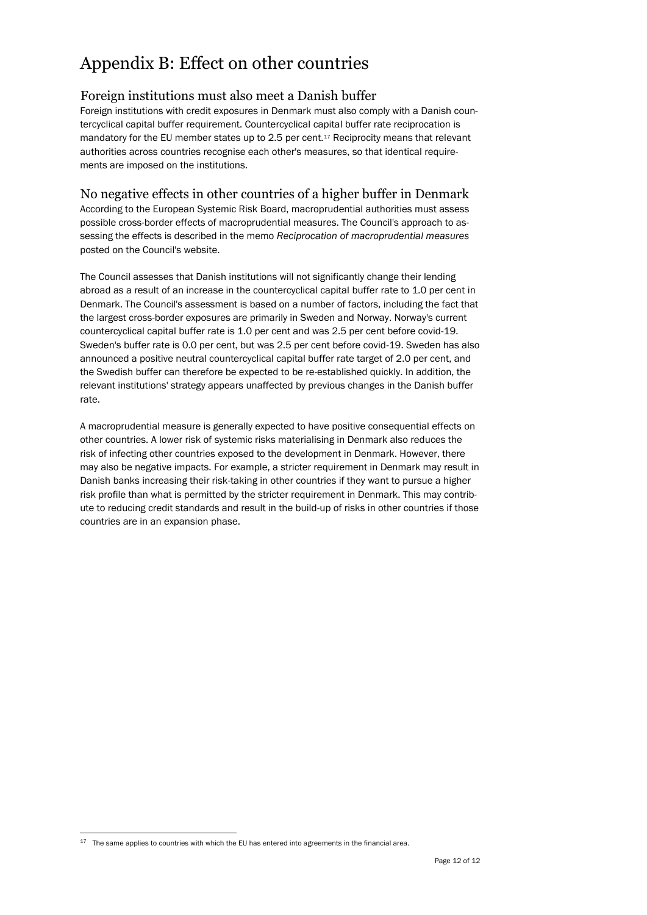# Appendix B: Effect on other countries

## Foreign institutions must also meet a Danish buffer

Foreign institutions with credit exposures in Denmark must also comply with a Danish countercyclical capital buffer requirement. Countercyclical capital buffer rate reciprocation is mandatory for the EU member states up to 2.5 per cent.[17] Reciprocity means that relevant authorities across countries recognise each other's measures, so that identical requirements are imposed on the institutions.

## No negative effects in other countries of a higher buffer in Denmark

According to the European Systemic Risk Board, macroprudential authorities must assess possible cross-border effects of macroprudential measures. The Council's approach to assessing the effects is described in the memo *Reciprocation of macroprudential measures* posted on the Council's website.

The Council assesses that Danish institutions will not significantly change their lending abroad as a result of an increase in the countercyclical capital buffer rate to 1.0 per cent in Denmark. The Council's assessment is based on a number of factors, including the fact that the largest cross-border exposures are primarily in Sweden and Norway. Norway's current countercyclical capital buffer rate is 1.0 per cent and was 2.5 per cent before covid-19. Sweden's buffer rate is 0.0 per cent, but was 2.5 per cent before covid-19. Sweden has also announced a positive neutral countercyclical capital buffer rate target of 2.0 per cent, and the Swedish buffer can therefore be expected to be re-established quickly. In addition, the relevant institutions' strategy appears unaffected by previous changes in the Danish buffer rate.

A macroprudential measure is generally expected to have positive consequential effects on other countries. A lower risk of systemic risks materialising in Denmark also reduces the risk of infecting other countries exposed to the development in Denmark. However, there may also be negative impacts. For example, a stricter requirement in Denmark may result in Danish banks increasing their risk-taking in other countries if they want to pursue a higher risk profile than what is permitted by the stricter requirement in Denmark. This may contribute to reducing credit standards and result in the build-up of risks in other countries if those countries are in an expansion phase.

[17] The same applies to countries with which the EU has entered into agreements in the financial area.